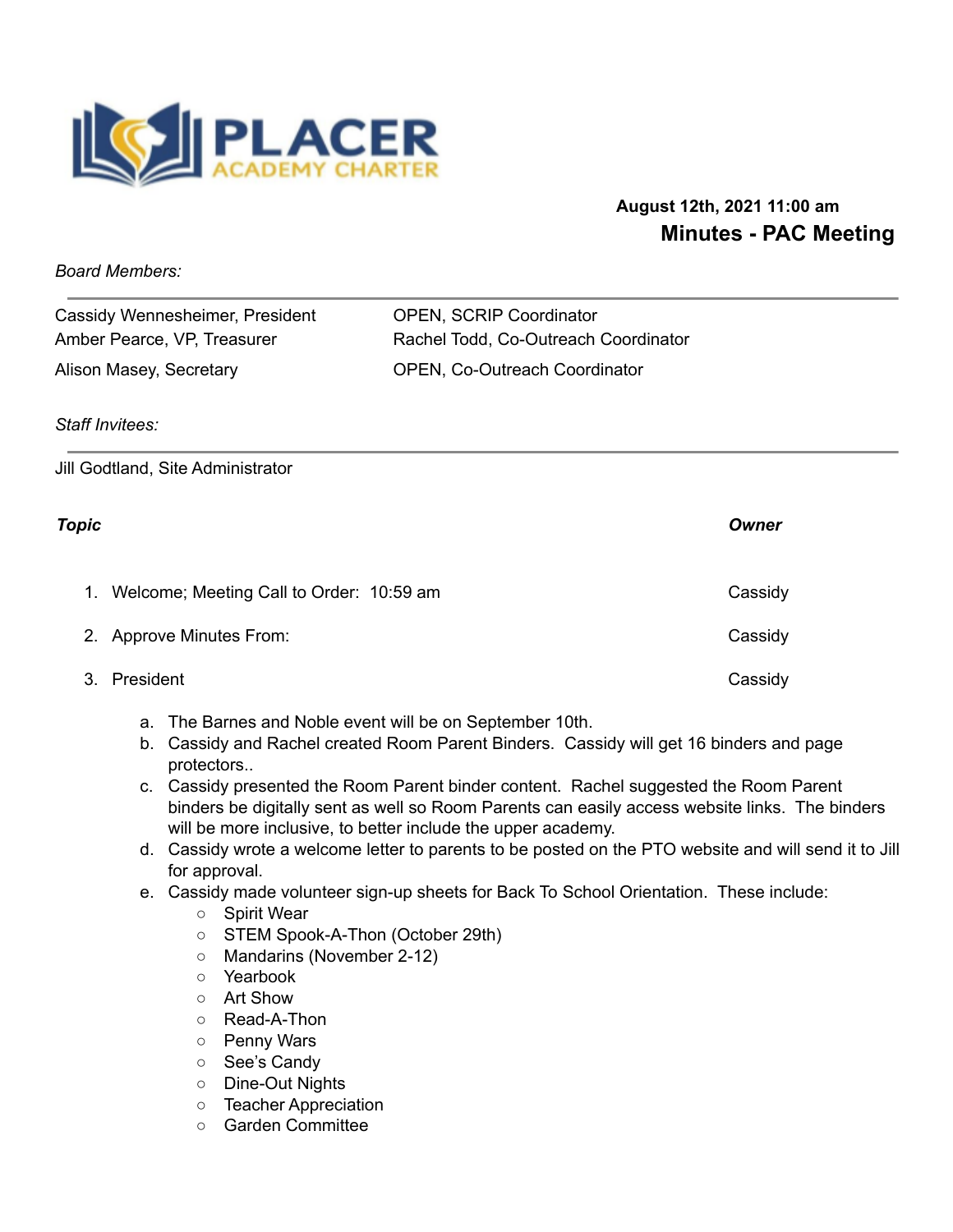PLACER ACADEMY CHARTER

**August 12th, 2021 11:00 am**

# Minutes - PAC Meeting

*Board Members:*

| | |
|---|---|
| Cassidy Wennesheimer, President | OPEN, SCRIP Coordinator |
| Amber Pearce, VP, Treasurer | Rachel Todd, Co-Outreach Coordinator |
| Alison Masey, Secretary | OPEN, Co-Outreach Coordinator |

*Staff Invitees:*

Jill Godtland, Site Administrator

| ***Topic*** | ***Owner*** |
|---|---|
| 1. Welcome; Meeting Call to Order: 10:59 am | Cassidy |
| 2. Approve Minutes From: | Cassidy |
| 3. President | Cassidy |

a. The Barnes and Noble event will be on September 10th.
b. Cassidy and Rachel created Room Parent Binders. Cassidy will get 16 binders and page protectors..
c. Cassidy presented the Room Parent binder content. Rachel suggested the Room Parent binders be digitally sent as well so Room Parents can easily access website links. The binders will be more inclusive, to better include the upper academy.
d. Cassidy wrote a welcome letter to parents to be posted on the PTO website and will send it to Jill for approval.
e. Cassidy made volunteer sign-up sheets for Back To School Orientation. These include:
   - Spirit Wear
   - STEM Spook-A-Thon (October 29th)
   - Mandarins (November 2-12)
   - Yearbook
   - Art Show
   - Read-A-Thon
   - Penny Wars
   - See's Candy
   - Dine-Out Nights
   - Teacher Appreciation
   - Garden Committee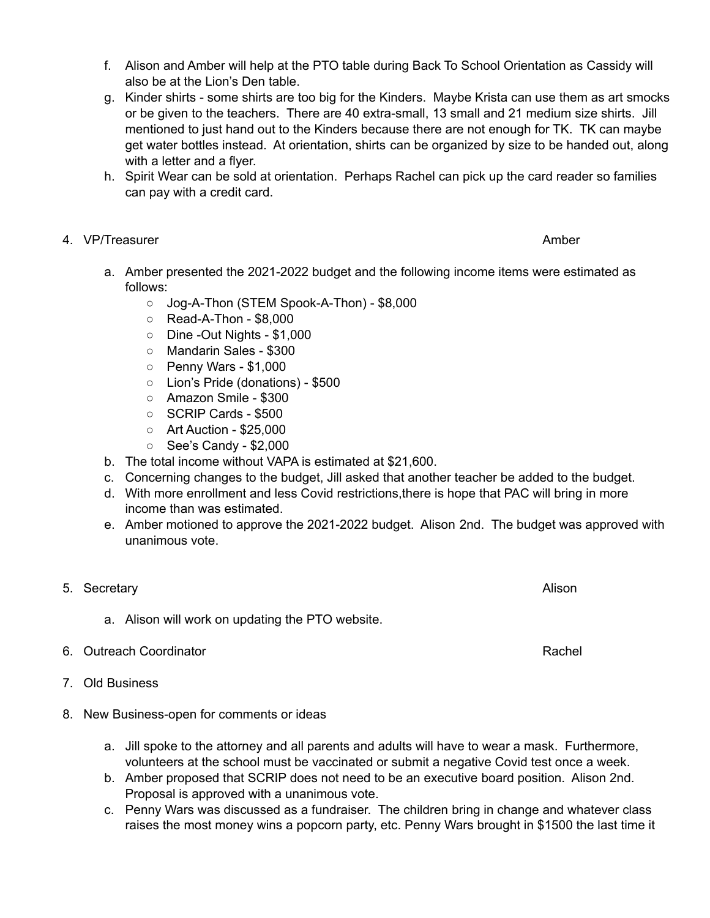f. Alison and Amber will help at the PTO table during Back To School Orientation as Cassidy will also be at the Lion's Den table.

g. Kinder shirts - some shirts are too big for the Kinders. Maybe Krista can use them as art smocks or be given to the teachers. There are 40 extra-small, 13 small and 21 medium size shirts. Jill mentioned to just hand out to the Kinders because there are not enough for TK. TK can maybe get water bottles instead. At orientation, shirts can be organized by size to be handed out, along with a letter and a flyer.

h. Spirit Wear can be sold at orientation. Perhaps Rachel can pick up the card reader so families can pay with a credit card.

4. VP/Treasurer — Amber

   a. Amber presented the 2021-2022 budget and the following income items were estimated as follows:
      - Jog-A-Thon (STEM Spook-A-Thon) - $8,000
      - Read-A-Thon - $8,000
      - Dine -Out Nights - $1,000
      - Mandarin Sales - $300
      - Penny Wars - $1,000
      - Lion's Pride (donations) - $500
      - Amazon Smile - $300
      - SCRIP Cards - $500
      - Art Auction - $25,000
      - See's Candy - $2,000
   
   b. The total income without VAPA is estimated at $21,600.
   
   c. Concerning changes to the budget, Jill asked that another teacher be added to the budget.
   
   d. With more enrollment and less Covid restrictions,there is hope that PAC will bring in more income than was estimated.
   
   e. Amber motioned to approve the 2021-2022 budget. Alison 2nd. The budget was approved with unanimous vote.

5. Secretary — Alison

   a. Alison will work on updating the PTO website.

6. Outreach Coordinator — Rachel

7. Old Business

8. New Business-open for comments or ideas

   a. Jill spoke to the attorney and all parents and adults will have to wear a mask. Furthermore, volunteers at the school must be vaccinated or submit a negative Covid test once a week.
   
   b. Amber proposed that SCRIP does not need to be an executive board position. Alison 2nd. Proposal is approved with a unanimous vote.
   
   c. Penny Wars was discussed as a fundraiser. The children bring in change and whatever class raises the most money wins a popcorn party, etc. Penny Wars brought in $1500 the last time it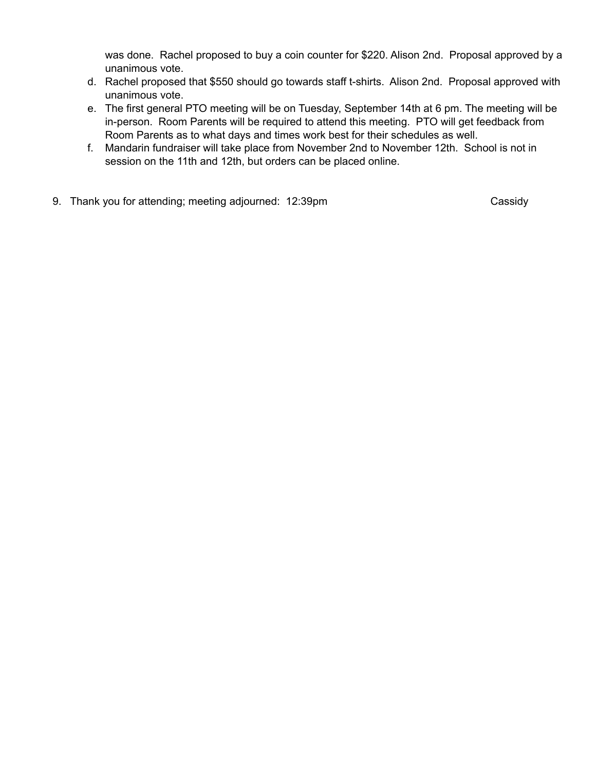was done. Rachel proposed to buy a coin counter for $220. Alison 2nd. Proposal approved by a unanimous vote.

d. Rachel proposed that $550 should go towards staff t-shirts. Alison 2nd. Proposal approved with unanimous vote.
e. The first general PTO meeting will be on Tuesday, September 14th at 6 pm. The meeting will be in-person. Room Parents will be required to attend this meeting. PTO will get feedback from Room Parents as to what days and times work best for their schedules as well.
f. Mandarin fundraiser will take place from November 2nd to November 12th. School is not in session on the 11th and 12th, but orders can be placed online.

9. Thank you for attending; meeting adjourned: 12:39pm Cassidy